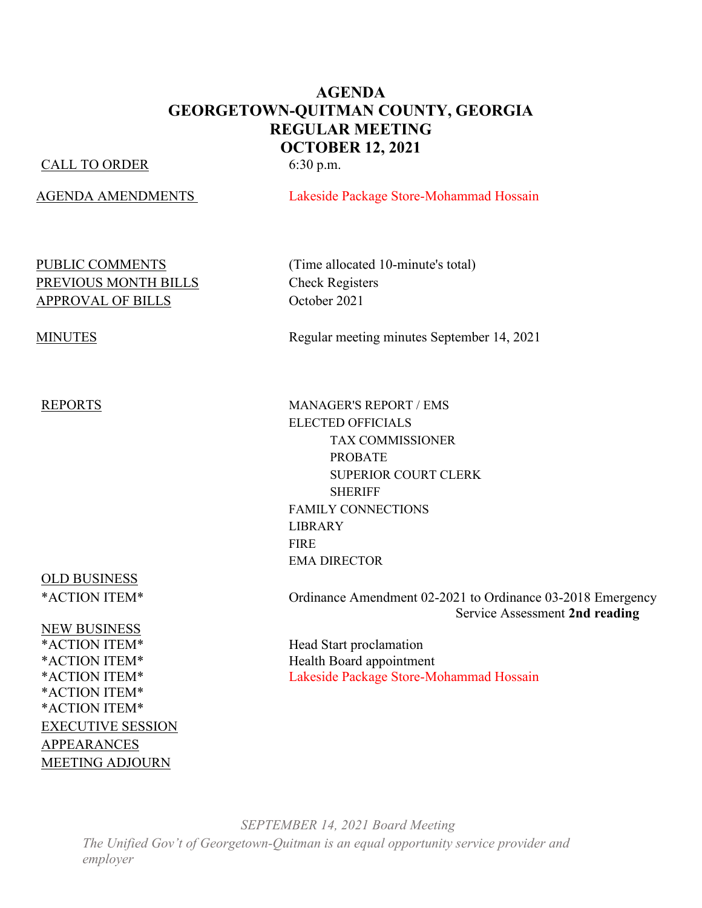# AGENDA
# GEORGETOWN-QUITMAN COUNTY, GEORGIA
# REGULAR MEETING
# OCTOBER 12, 2021

| | |
|---|---|
| CALL TO ORDER | 6:30 p.m. |
| AGENDA AMENDMENTS | Lakeside Package Store-Mohammad Hossain |
| PUBLIC COMMENTS | (Time allocated 10-minute's total) |
| PREVIOUS MONTH BILLS | Check Registers |
| APPROVAL OF BILLS | October 2021 |
| MINUTES | Regular meeting minutes September 14, 2021 |
| REPORTS | MANAGER'S REPORT / EMS |
| | ELECTED OFFICIALS |
| | TAX COMMISSIONER |
| | PROBATE |
| | SUPERIOR COURT CLERK |
| | SHERIFF |
| | FAMILY CONNECTIONS |
| | LIBRARY |
| | FIRE |
| | EMA DIRECTOR |
| OLD BUSINESS | |
| *ACTION ITEM* | Ordinance Amendment 02-2021 to Ordinance 03-2018 Emergency Service Assessment **2nd reading** |
| NEW BUSINESS | |
| *ACTION ITEM* | Head Start proclamation |
| *ACTION ITEM* | Health Board appointment |
| *ACTION ITEM* | Lakeside Package Store-Mohammad Hossain |
| *ACTION ITEM* | |
| *ACTION ITEM* | |
| EXECUTIVE SESSION | |
| APPEARANCES | |
| MEETING ADJOURN | |

*SEPTEMBER 14, 2021 Board Meeting*

*The Unified Gov't of Georgetown-Quitman is an equal opportunity service provider and employer*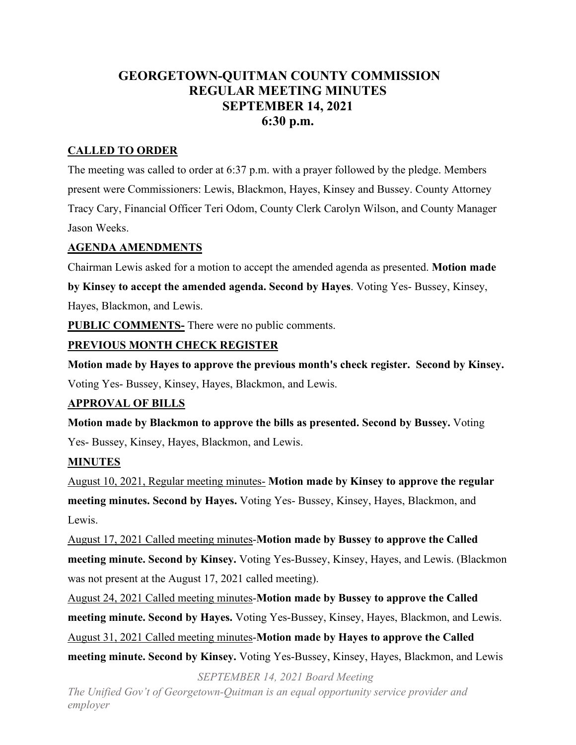# GEORGETOWN-QUITMAN COUNTY COMMISSION REGULAR MEETING MINUTES SEPTEMBER 14, 2021 6:30 p.m.

## CALLED TO ORDER

The meeting was called to order at 6:37 p.m. with a prayer followed by the pledge. Members present were Commissioners: Lewis, Blackmon, Hayes, Kinsey and Bussey. County Attorney Tracy Cary, Financial Officer Teri Odom, County Clerk Carolyn Wilson, and County Manager Jason Weeks.

## AGENDA AMENDMENTS

Chairman Lewis asked for a motion to accept the amended agenda as presented. **Motion made by Kinsey to accept the amended agenda. Second by Hayes**. Voting Yes- Bussey, Kinsey, Hayes, Blackmon, and Lewis.

**PUBLIC COMMENTS-** There were no public comments.

## PREVIOUS MONTH CHECK REGISTER

**Motion made by Hayes to approve the previous month's check register. Second by Kinsey.** Voting Yes- Bussey, Kinsey, Hayes, Blackmon, and Lewis.

## APPROVAL OF BILLS

**Motion made by Blackmon to approve the bills as presented. Second by Bussey.** Voting Yes- Bussey, Kinsey, Hayes, Blackmon, and Lewis.

## MINUTES

August 10, 2021, Regular meeting minutes- **Motion made by Kinsey to approve the regular meeting minutes. Second by Hayes.** Voting Yes- Bussey, Kinsey, Hayes, Blackmon, and Lewis.

August 17, 2021 Called meeting minutes-**Motion made by Bussey to approve the Called meeting minute. Second by Kinsey.** Voting Yes-Bussey, Kinsey, Hayes, and Lewis. (Blackmon was not present at the August 17, 2021 called meeting).

August 24, 2021 Called meeting minutes-**Motion made by Bussey to approve the Called meeting minute. Second by Hayes.** Voting Yes-Bussey, Kinsey, Hayes, Blackmon, and Lewis.

August 31, 2021 Called meeting minutes-**Motion made by Hayes to approve the Called meeting minute. Second by Kinsey.** Voting Yes-Bussey, Kinsey, Hayes, Blackmon, and Lewis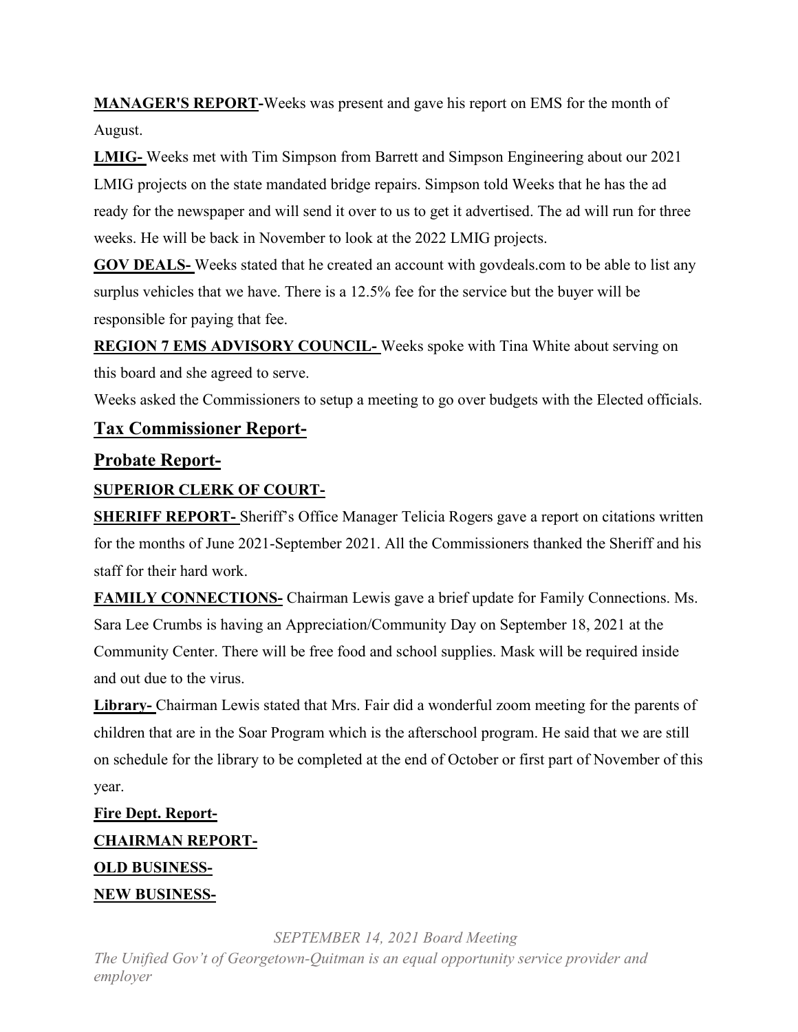**MANAGER'S REPORT-**Weeks was present and gave his report on EMS for the month of August.

**LMIG-** Weeks met with Tim Simpson from Barrett and Simpson Engineering about our 2021 LMIG projects on the state mandated bridge repairs. Simpson told Weeks that he has the ad ready for the newspaper and will send it over to us to get it advertised. The ad will run for three weeks. He will be back in November to look at the 2022 LMIG projects.

**GOV DEALS-** Weeks stated that he created an account with govdeals.com to be able to list any surplus vehicles that we have. There is a 12.5% fee for the service but the buyer will be responsible for paying that fee.

**REGION 7 EMS ADVISORY COUNCIL-** Weeks spoke with Tina White about serving on this board and she agreed to serve.

Weeks asked the Commissioners to setup a meeting to go over budgets with the Elected officials.

## Tax Commissioner Report-

## Probate Report-

**SUPERIOR CLERK OF COURT-**

**SHERIFF REPORT-** Sheriff's Office Manager Telicia Rogers gave a report on citations written for the months of June 2021-September 2021. All the Commissioners thanked the Sheriff and his staff for their hard work.

**FAMILY CONNECTIONS-** Chairman Lewis gave a brief update for Family Connections. Ms. Sara Lee Crumbs is having an Appreciation/Community Day on September 18, 2021 at the Community Center. There will be free food and school supplies. Mask will be required inside and out due to the virus.

**Library-** Chairman Lewis stated that Mrs. Fair did a wonderful zoom meeting for the parents of children that are in the Soar Program which is the afterschool program. He said that we are still on schedule for the library to be completed at the end of October or first part of November of this year.

**Fire Dept. Report-**

**CHAIRMAN REPORT-**

**OLD BUSINESS-**

**NEW BUSINESS-**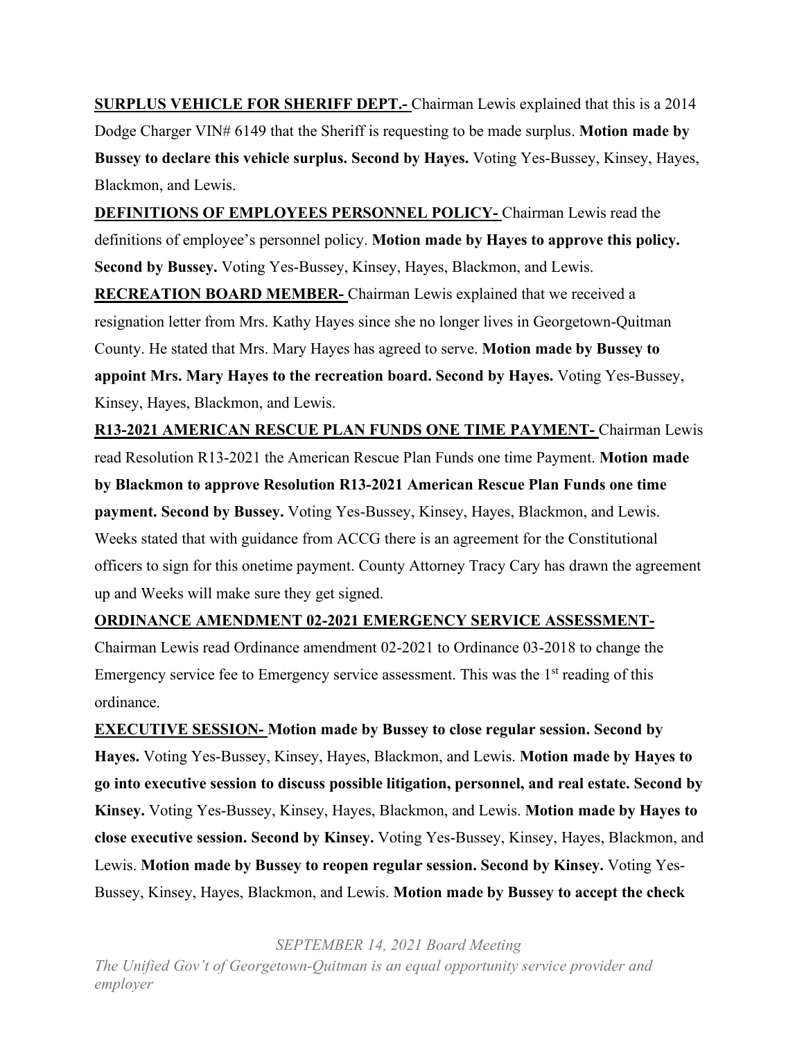**SURPLUS VEHICLE FOR SHERIFF DEPT.-** Chairman Lewis explained that this is a 2014 Dodge Charger VIN# 6149 that the Sheriff is requesting to be made surplus. **Motion made by Bussey to declare this vehicle surplus. Second by Hayes.** Voting Yes-Bussey, Kinsey, Hayes, Blackmon, and Lewis.

**DEFINITIONS OF EMPLOYEES PERSONNEL POLICY-** Chairman Lewis read the definitions of employee's personnel policy. **Motion made by Hayes to approve this policy. Second by Bussey.** Voting Yes-Bussey, Kinsey, Hayes, Blackmon, and Lewis.

**RECREATION BOARD MEMBER-** Chairman Lewis explained that we received a resignation letter from Mrs. Kathy Hayes since she no longer lives in Georgetown-Quitman County. He stated that Mrs. Mary Hayes has agreed to serve. **Motion made by Bussey to appoint Mrs. Mary Hayes to the recreation board. Second by Hayes.** Voting Yes-Bussey, Kinsey, Hayes, Blackmon, and Lewis.

**R13-2021 AMERICAN RESCUE PLAN FUNDS ONE TIME PAYMENT-** Chairman Lewis read Resolution R13-2021 the American Rescue Plan Funds one time Payment. **Motion made by Blackmon to approve Resolution R13-2021 American Rescue Plan Funds one time payment. Second by Bussey.** Voting Yes-Bussey, Kinsey, Hayes, Blackmon, and Lewis. Weeks stated that with guidance from ACCG there is an agreement for the Constitutional officers to sign for this onetime payment. County Attorney Tracy Cary has drawn the agreement up and Weeks will make sure they get signed.

**ORDINANCE AMENDMENT 02-2021 EMERGENCY SERVICE ASSESSMENT-** Chairman Lewis read Ordinance amendment 02-2021 to Ordinance 03-2018 to change the Emergency service fee to Emergency service assessment. This was the 1st reading of this ordinance.

**EXECUTIVE SESSION- Motion made by Bussey to close regular session. Second by Hayes.** Voting Yes-Bussey, Kinsey, Hayes, Blackmon, and Lewis. **Motion made by Hayes to go into executive session to discuss possible litigation, personnel, and real estate. Second by Kinsey.** Voting Yes-Bussey, Kinsey, Hayes, Blackmon, and Lewis. **Motion made by Hayes to close executive session. Second by Kinsey.** Voting Yes-Bussey, Kinsey, Hayes, Blackmon, and Lewis. **Motion made by Bussey to reopen regular session. Second by Kinsey.** Voting Yes-Bussey, Kinsey, Hayes, Blackmon, and Lewis. **Motion made by Bussey to accept the check**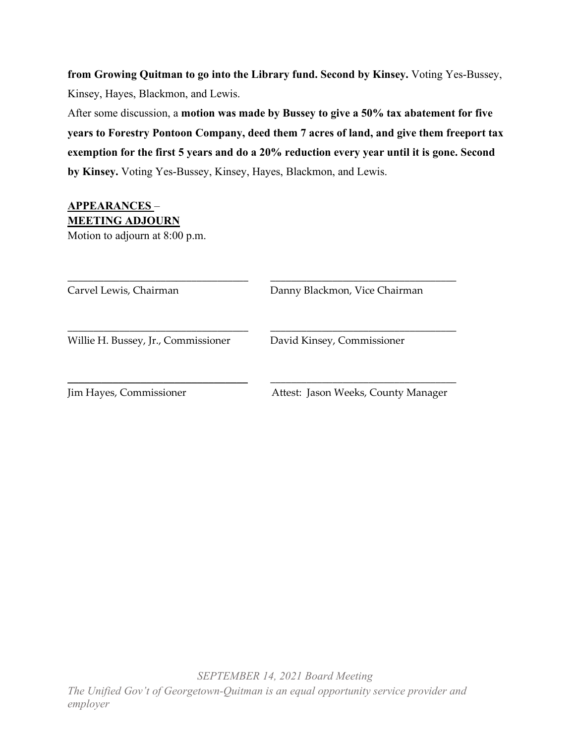**from Growing Quitman to go into the Library fund. Second by Kinsey.** Voting Yes-Bussey, Kinsey, Hayes, Blackmon, and Lewis.

After some discussion, a **motion was made by Bussey to give a 50% tax abatement for five years to Forestry Pontoon Company, deed them 7 acres of land, and give them freeport tax exemption for the first 5 years and do a 20% reduction every year until it is gone. Second by Kinsey.** Voting Yes-Bussey, Kinsey, Hayes, Blackmon, and Lewis.

**APPEARANCES** –

**MEETING ADJOURN**

Motion to adjourn at 8:00 p.m.

___________________________________ ___________________________________

Carvel Lewis, Chairman Danny Blackmon, Vice Chairman

___________________________________ ___________________________________

Willie H. Bussey, Jr., Commissioner David Kinsey, Commissioner

___________________________________ ___________________________________

Jim Hayes, Commissioner Attest: Jason Weeks, County Manager

*SEPTEMBER 14, 2021 Board Meeting*

*The Unified Gov't of Georgetown-Quitman is an equal opportunity service provider and employer*